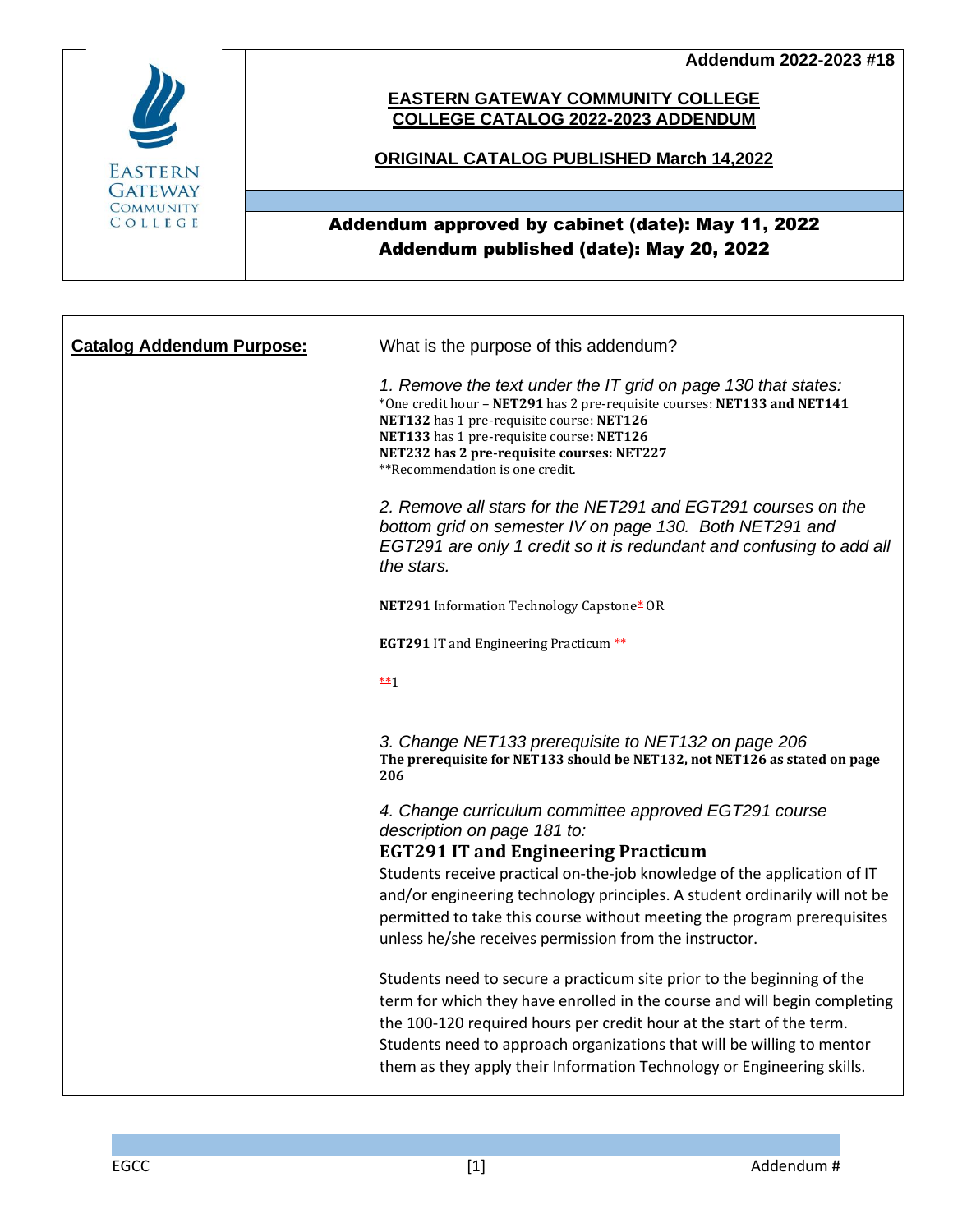Addendum 2022-2023 #18

EASTERN GATEWAY COMMUNITY COLLEGE

# EASTERN GATEWAY COMMUNITY COLLEGE
# COLLEGE CATALOG 2022-2023 ADDENDUM

**ORIGINAL CATALOG PUBLISHED March 14,2022**

**Addendum approved by cabinet (date): May 11, 2022**
**Addendum published (date): May 20, 2022**

**Catalog Addendum Purpose:**

What is the purpose of this addendum?

*1. Remove the text under the IT grid on page 130 that states:*

*One credit hour – **NET291** has 2 pre-requisite courses: **NET133 and NET141**
**NET132** has 1 pre-requisite course: **NET126**
**NET133** has 1 pre-requisite course**: NET126**
**NET232 has 2 pre-requisite courses: NET227**
**Recommendation is one credit.

*2. Remove all stars for the NET291 and EGT291 courses on the bottom grid on semester IV on page 130. Both NET291 and EGT291 are only 1 credit so it is redundant and confusing to add all the stars.*

**NET291** Information Technology Capstone* OR

**EGT291** IT and Engineering Practicum **

**1

*3. Change NET133 prerequisite to NET132 on page 206*

**The prerequisite for NET133 should be NET132, not NET126 as stated on page 206**

*4. Change curriculum committee approved EGT291 course description on page 181 to:*

### EGT291 IT and Engineering Practicum

Students receive practical on-the-job knowledge of the application of IT and/or engineering technology principles. A student ordinarily will not be permitted to take this course without meeting the program prerequisites unless he/she receives permission from the instructor.

Students need to secure a practicum site prior to the beginning of the term for which they have enrolled in the course and will begin completing the 100-120 required hours per credit hour at the start of the term. Students need to approach organizations that will be willing to mentor them as they apply their Information Technology or Engineering skills.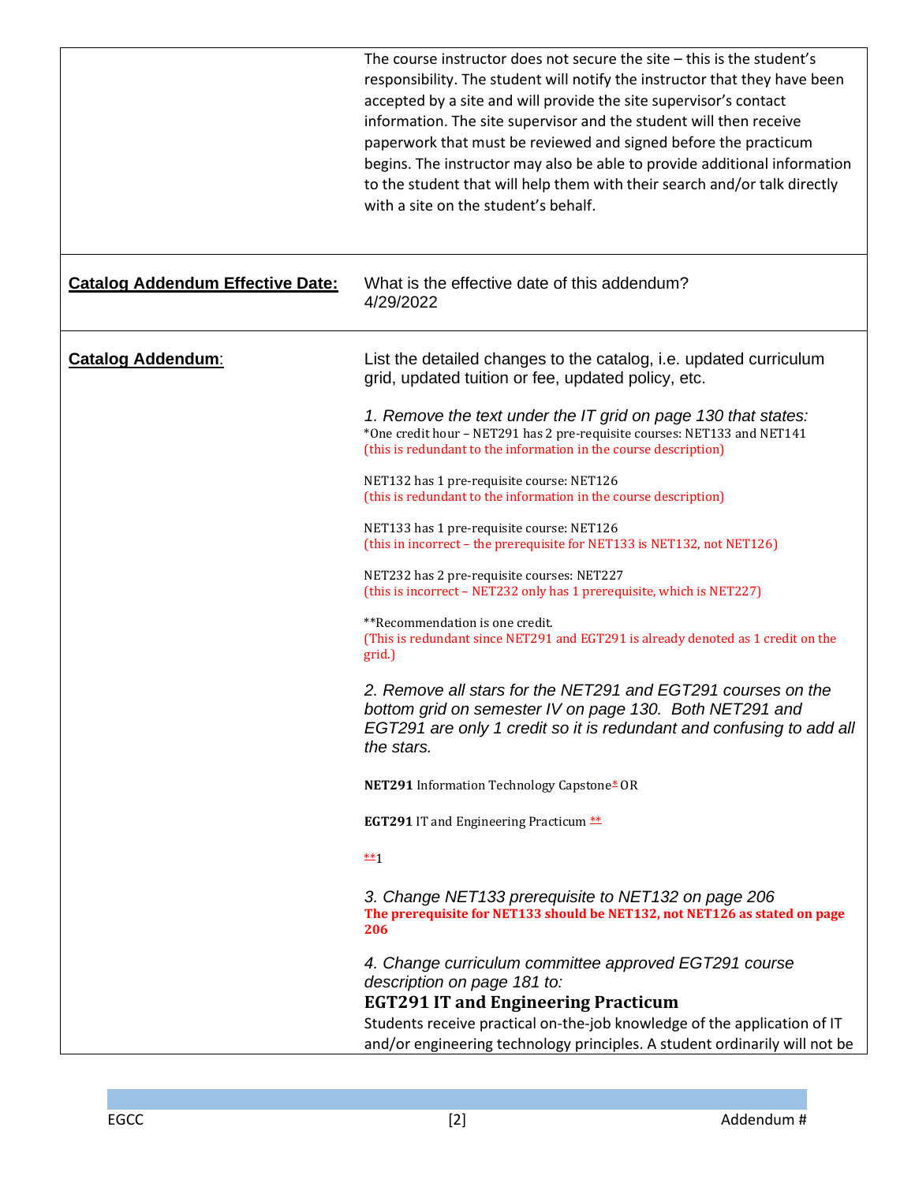| | |
|---|---|
| | The course instructor does not secure the site – this is the student's responsibility. The student will notify the instructor that they have been accepted by a site and will provide the site supervisor's contact information. The site supervisor and the student will then receive paperwork that must be reviewed and signed before the practicum begins. The instructor may also be able to provide additional information to the student that will help them with their search and/or talk directly with a site on the student's behalf. |
| **Catalog Addendum Effective Date:** | What is the effective date of this addendum?<br>4/29/2022 |
| **Catalog Addendum**: | List the detailed changes to the catalog, i.e. updated curriculum grid, updated tuition or fee, updated policy, etc.<br><br>*1. Remove the text under the IT grid on page 130 that states:*<br>*One credit hour – NET291 has 2 pre-requisite courses: NET133 and NET141<br>(this is redundant to the information in the course description)<br><br>NET132 has 1 pre-requisite course: NET126<br>(this is redundant to the information in the course description)<br><br>NET133 has 1 pre-requisite course: NET126<br>(this in incorrect – the prerequisite for NET133 is NET132, not NET126)<br><br>NET232 has 2 pre-requisite courses: NET227<br>(this is incorrect – NET232 only has 1 prerequisite, which is NET227)<br><br>**Recommendation is one credit.<br>(This is redundant since NET291 and EGT291 is already denoted as 1 credit on the grid.)<br><br>*2. Remove all stars for the NET291 and EGT291 courses on the bottom grid on semester IV on page 130. Both NET291 and EGT291 are only 1 credit so it is redundant and confusing to add all the stars.*<br><br>**NET291** Information Technology Capstone* OR<br><br>**EGT291** IT and Engineering Practicum **<br><br>**1<br><br>*3. Change NET133 prerequisite to NET132 on page 206*<br>**The prerequisite for NET133 should be NET132, not NET126 as stated on page 206**<br><br>*4. Change curriculum committee approved EGT291 course description on page 181 to:*<br>**EGT291 IT and Engineering Practicum**<br>Students receive practical on-the-job knowledge of the application of IT and/or engineering technology principles. A student ordinarily will not be |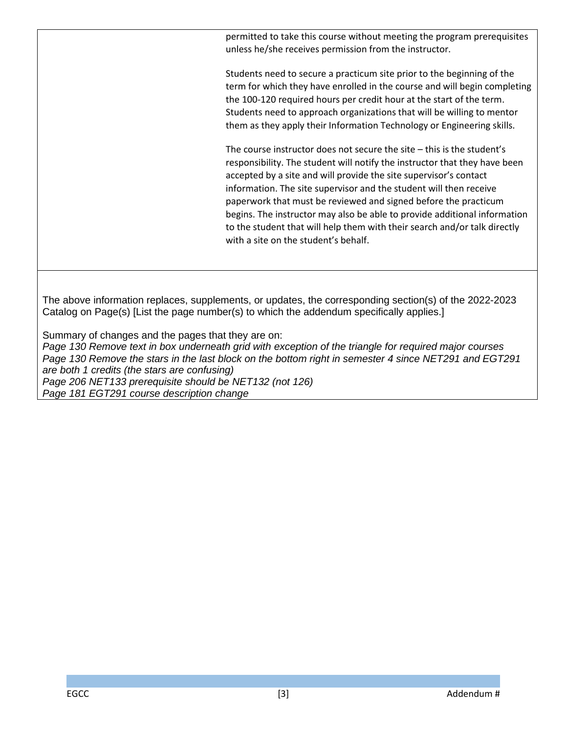permitted to take this course without meeting the program prerequisites unless he/she receives permission from the instructor.

Students need to secure a practicum site prior to the beginning of the term for which they have enrolled in the course and will begin completing the 100-120 required hours per credit hour at the start of the term. Students need to approach organizations that will be willing to mentor them as they apply their Information Technology or Engineering skills.

The course instructor does not secure the site – this is the student's responsibility. The student will notify the instructor that they have been accepted by a site and will provide the site supervisor's contact information. The site supervisor and the student will then receive paperwork that must be reviewed and signed before the practicum begins. The instructor may also be able to provide additional information to the student that will help them with their search and/or talk directly with a site on the student's behalf.

The above information replaces, supplements, or updates, the corresponding section(s) of the 2022-2023 Catalog on Page(s) [List the page number(s) to which the addendum specifically applies.]

Summary of changes and the pages that they are on:

*Page 130 Remove text in box underneath grid with exception of the triangle for required major courses*
*Page 130 Remove the stars in the last block on the bottom right in semester 4 since NET291 and EGT291 are both 1 credits (the stars are confusing)*
*Page 206 NET133 prerequisite should be NET132 (not 126)*
*Page 181 EGT291 course description change*